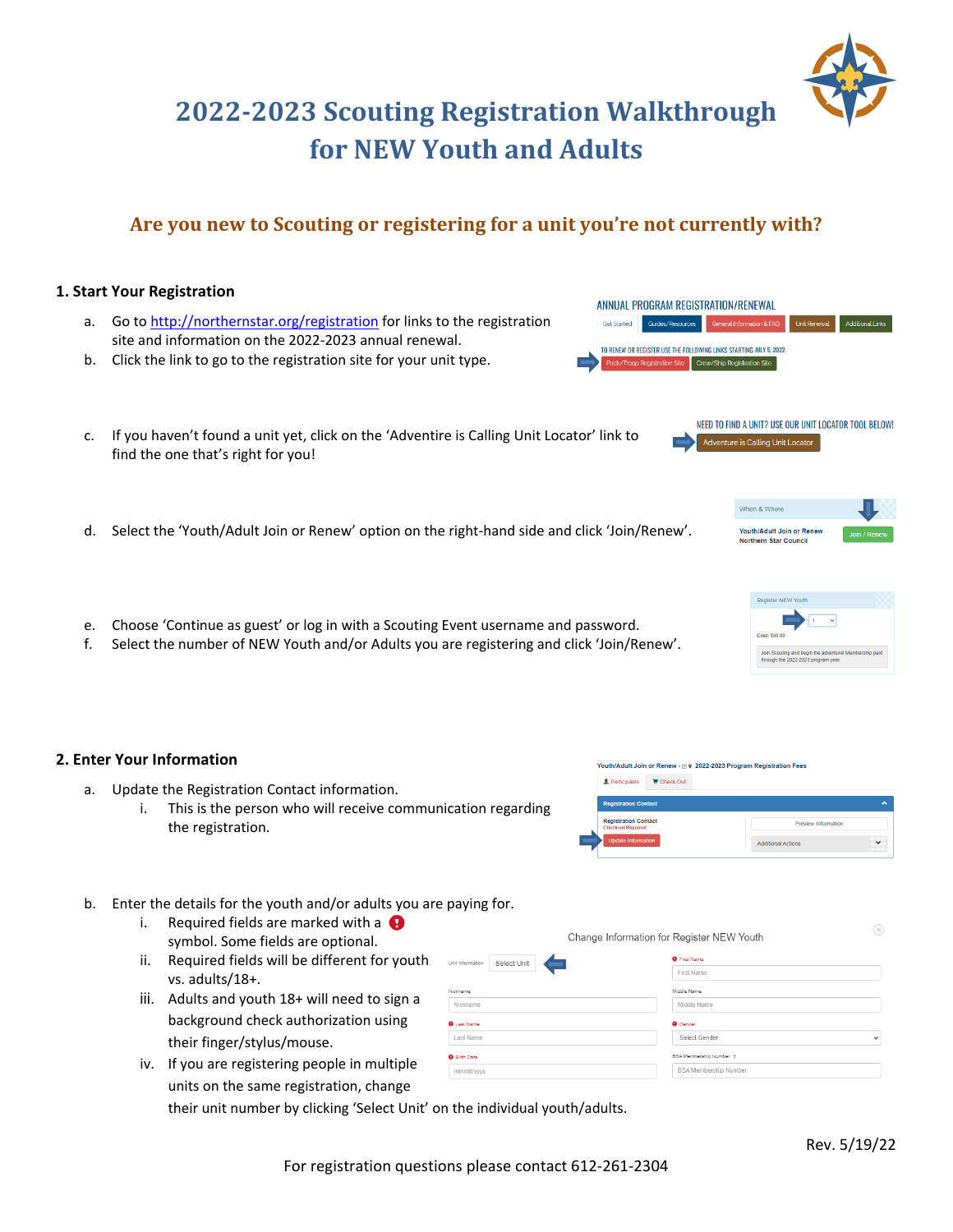# 2022-2023 Scouting Registration Walkthrough for NEW Youth and Adults

## Are you new to Scouting or registering for a unit you're not currently with?

### 1. Start Your Registration

a. Go to [http://northernstar.org/registration](http://northernstar.org/registration) for links to the registration site and information on the 2022-2023 annual renewal.

b. Click the link to go to the registration site for your unit type.

c. If you haven't found a unit yet, click on the 'Adventire is Calling Unit Locator' link to find the one that's right for you!

d. Select the 'Youth/Adult Join or Renew' option on the right-hand side and click 'Join/Renew'.

e. Choose 'Continue as guest' or log in with a Scouting Event username and password.

f. Select the number of NEW Youth and/or Adults you are registering and click 'Join/Renew'.

### 2. Enter Your Information

a. Update the Registration Contact information.
   i. This is the person who will receive communication regarding the registration.

b. Enter the details for the youth and/or adults you are paying for.
   i. Required fields are marked with a ❗ symbol. Some fields are optional.
   ii. Required fields will be different for youth vs. adults/18+.
   iii. Adults and youth 18+ will need to sign a background check authorization using their finger/stylus/mouse.
   iv. If you are registering people in multiple units on the same registration, change their unit number by clicking 'Select Unit' on the individual youth/adults.

Rev. 5/19/22

For registration questions please contact 612-261-2304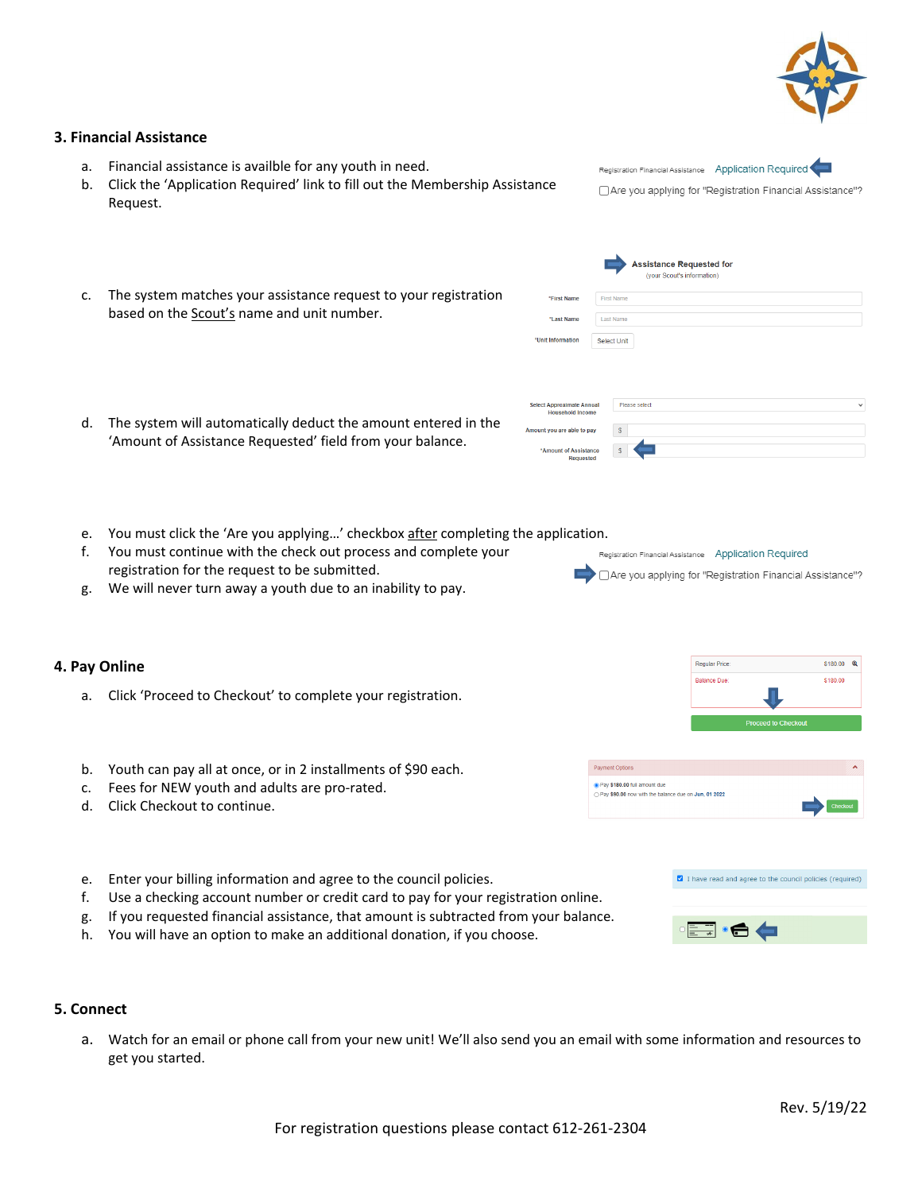## 3. Financial Assistance

a. Financial assistance is availble for any youth in need.
b. Click the 'Application Required' link to fill out the Membership Assistance Request.

Registration Financial Assistance Application Required

Are you applying for "Registration Financial Assistance"?

c. The system matches your assistance request to your registration based on the Scout's name and unit number.

Assistance Requested for
(your Scout's information)

*First Name First Name
*Last Name Last Name
*Unit Information Select Unit

d. The system will automatically deduct the amount entered in the 'Amount of Assistance Requested' field from your balance.

Select Approximate Annual Household Income Please select
Amount you are able to pay $
*Amount of Assistance Requested $

e. You must click the 'Are you applying…' checkbox after completing the application.
f. You must continue with the check out process and complete your registration for the request to be submitted.
g. We will never turn away a youth due to an inability to pay.

Registration Financial Assistance Application Required

Are you applying for "Registration Financial Assistance"?

## 4. Pay Online

a. Click 'Proceed to Checkout' to complete your registration.

Regular Price: $180.00
Balance Due: $180.00
Proceed to Checkout

b. Youth can pay all at once, or in 2 installments of $90 each.
c. Fees for NEW youth and adults are pro-rated.
d. Click Checkout to continue.

Payment Options
Pay $180.00 full amount due
Pay $90.00 now with the balance due on Jun, 01 2022
Checkout

e. Enter your billing information and agree to the council policies.
f. Use a checking account number or credit card to pay for your registration online.
g. If you requested financial assistance, that amount is subtracted from your balance.
h. You will have an option to make an additional donation, if you choose.

I have read and agree to the council policies (required)

## 5. Connect

a. Watch for an email or phone call from your new unit! We'll also send you an email with some information and resources to get you started.

Rev. 5/19/22

For registration questions please contact 612-261-2304